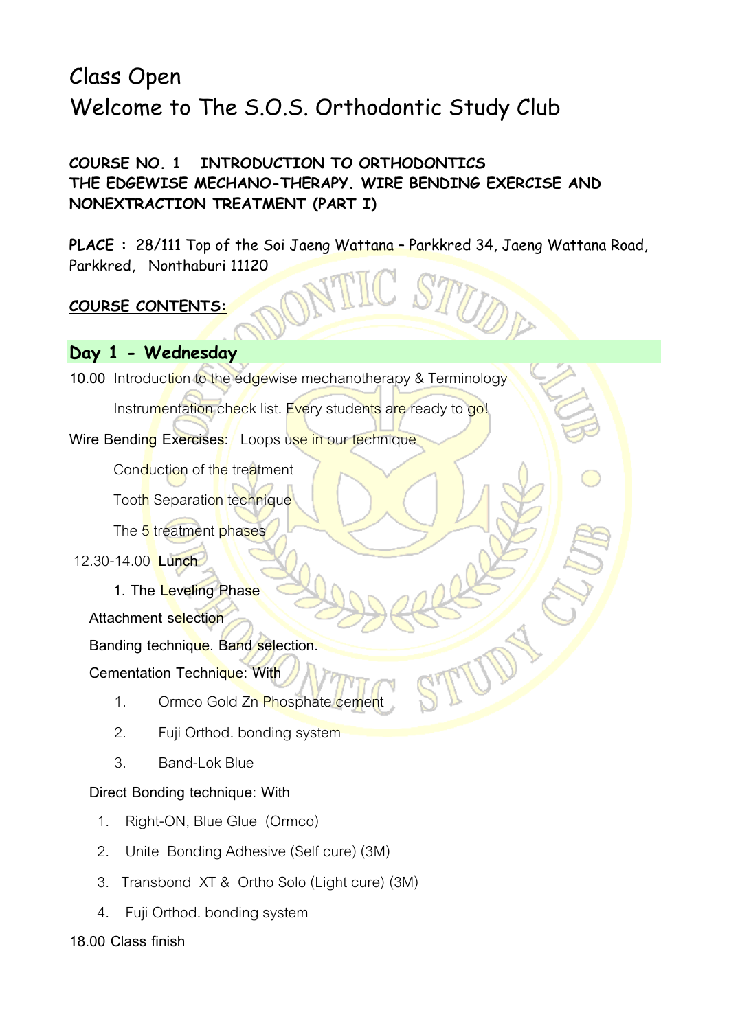# Class Open
# Welcome to The S.O.S. Orthodontic Study Club

**COURSE NO. 1 INTRODUCTION TO ORTHODONTICS**
**THE EDGEWISE MECHANO-THERAPY. WIRE BENDING EXERCISE AND NONEXTRACTION TREATMENT (PART I)**

**PLACE :** 28/111 Top of the Soi Jaeng Wattana – Parkkred 34, Jaeng Wattana Road, Parkkred, Nonthaburi 11120

**COURSE CONTENTS:**

## Day 1 - Wednesday

10.00 Introduction to the edgewise mechanotherapy & Terminology

Instrumentation check list. Every students are ready to go!

Wire Bending Exercises: Loops use in our technique

Conduction of the treatment

Tooth Separation technique

The 5 treatment phases

12.30-14.00 Lunch

1. The Leveling Phase

Attachment selection

Banding technique. Band selection.

Cementation Technique: With

1. Ormco Gold Zn Phosphate cement
2. Fuji Orthod. bonding system
3. Band-Lok Blue

Direct Bonding technique: With

1. Right-ON, Blue Glue (Ormco)
2. Unite Bonding Adhesive (Self cure) (3M)
3. Transbond XT & Ortho Solo (Light cure) (3M)
4. Fuji Orthod. bonding system

18.00 Class finish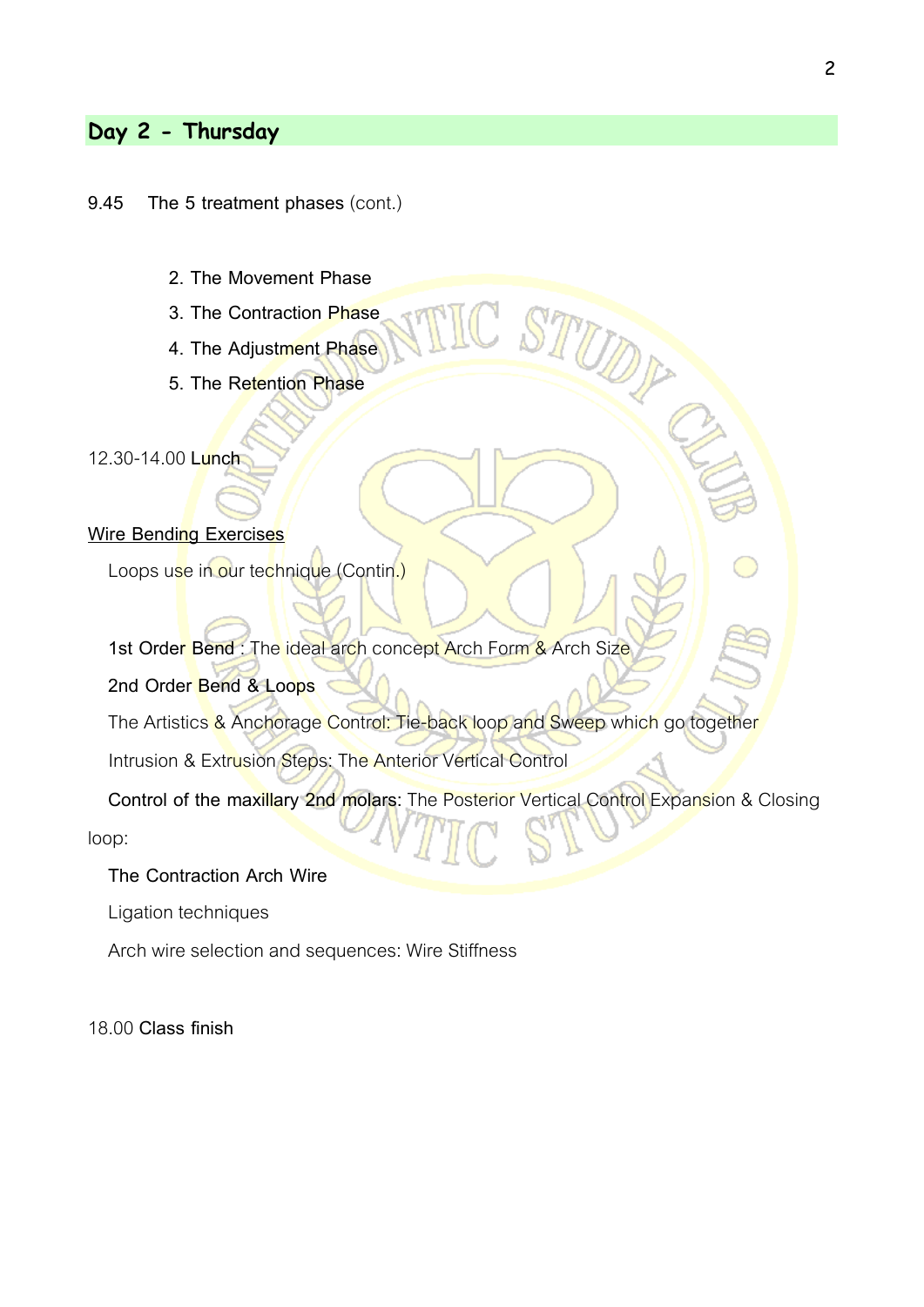## Day 2 - Thursday

**9.45 The 5 treatment phases** (cont.)

2. **The Movement Phase**
3. **The Contraction Phase**
4. **The Adjustment Phase**
5. **The Retention Phase**

12.30-14.00 **Lunch**

**Wire Bending Exercises**

Loops use in our technique (Contin.)

**1st Order Bend** : The ideal arch concept Arch Form & Arch Size

**2nd Order Bend & Loops**

The Artistics & Anchorage Control: Tie-back loop and Sweep which go together

Intrusion & Extrusion Steps: The Anterior Vertical Control

**Control of the maxillary 2nd molars:** The Posterior Vertical Control Expansion & Closing loop:

**The Contraction Arch Wire**

Ligation techniques

Arch wire selection and sequences: Wire Stiffness

18.00 **Class finish**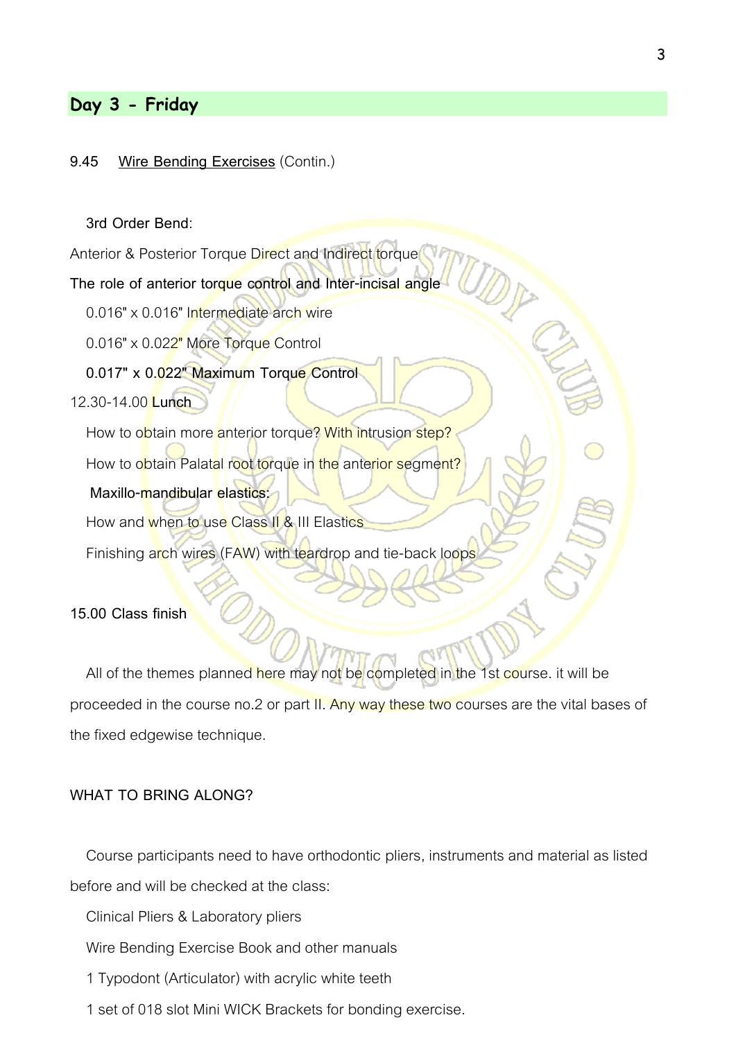## Day 3 - Friday

**9.45** <u>Wire Bending Exercises</u> (Contin.)

**3rd Order Bend**:

Anterior & Posterior Torque Direct and Indirect torque

**The role of anterior torque control and Inter-incisal angle**

0.016" x 0.016" Intermediate arch wire

0.016" x 0.022" More Torque Control

**0.017" x 0.022" Maximum Torque Control**

12.30-14.00 **Lunch**

How to obtain more anterior torque? With intrusion step?

How to obtain Palatal root torque in the anterior segment?

**Maxillo-mandibular elastics:**

How and when to use Class II & III Elastics

Finishing arch wires (FAW) with teardrop and tie-back loops

**15.00 Class finish**

All of the themes planned here may not be completed in the 1st course. it will be proceeded in the course no.2 or part II. Any way these two courses are the vital bases of the fixed edgewise technique.

**WHAT TO BRING ALONG?**

Course participants need to have orthodontic pliers, instruments and material as listed before and will be checked at the class:

Clinical Pliers & Laboratory pliers

Wire Bending Exercise Book and other manuals

1 Typodont (Articulator) with acrylic white teeth

1 set of 018 slot Mini WICK Brackets for bonding exercise.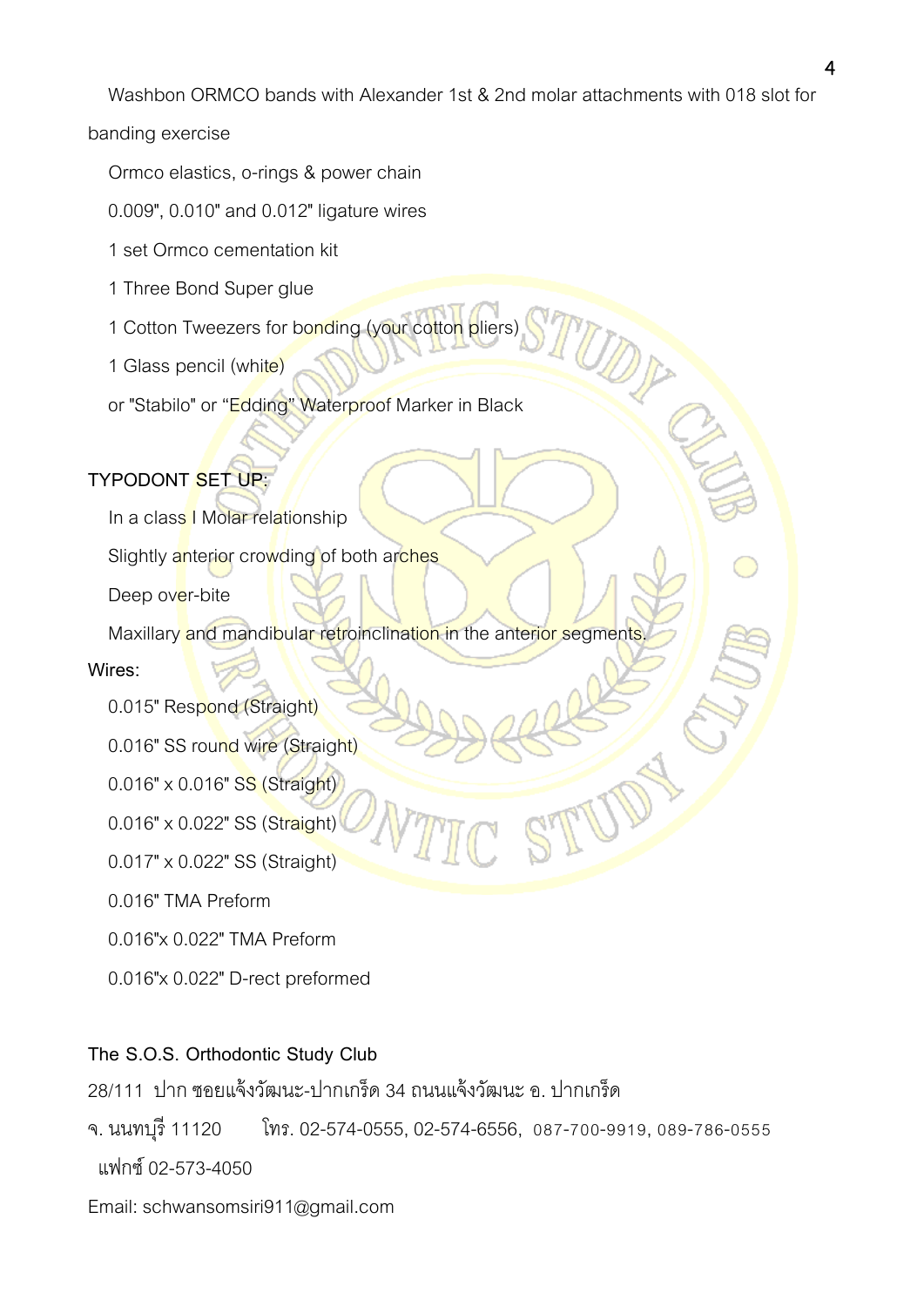Washbon ORMCO bands with Alexander 1st & 2nd molar attachments with 018 slot for banding exercise

Ormco elastics, o-rings & power chain

0.009", 0.010" and 0.012" ligature wires

1 set Ormco cementation kit

1 Three Bond Super glue

1 Cotton Tweezers for bonding (your cotton pliers)

1 Glass pencil (white)

or "Stabilo" or "Edding" Waterproof Marker in Black

**TYPODONT SET UP:**

In a class I Molar relationship

Slightly anterior crowding of both arches

Deep over-bite

Maxillary and mandibular retroinclination in the anterior segments.

**Wires:**

0.015" Respond (Straight)

0.016" SS round wire (Straight)

0.016" x 0.016" SS (Straight)

0.016" x 0.022" SS (Straight)

0.017" x 0.022" SS (Straight)

0.016" TMA Preform

0.016"x 0.022" TMA Preform

0.016"x 0.022" D-rect preformed

**The S.O.S. Orthodontic Study Club**

28/111 ปาก ซอยแจ้งวัฒนะ-ปากเกร็ด 34 ถนนแจ้งวัฒนะ อ. ปากเกร็ด

จ. นนทบุรี 11120 โทร. 02-574-0555, 02-574-6556, 087-700-9919, 089-786-0555

แฟกซ์ 02-573-4050

Email: schwansomsiri911@gmail.com